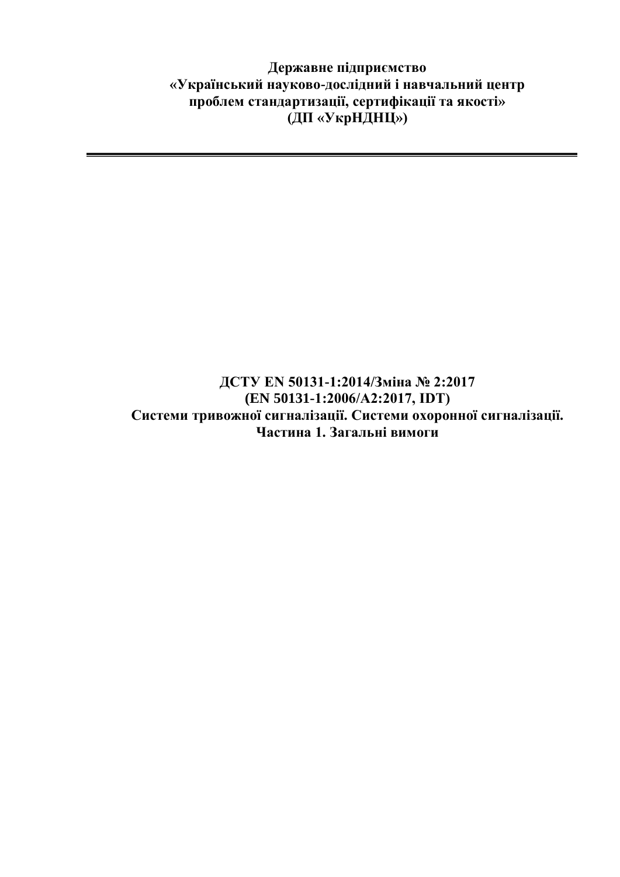**Державне підприємство**
**«Український науково-дослідний і навчальний центр проблем стандартизації, сертифікації та якості»**
**(ДП «УкрНДНЦ»)**

---

# ДСТУ EN 50131-1:2014/Зміна № 2:2017
## (EN 50131-1:2006/A2:2017, IDT)
## Системи тривожної сигналізації. Системи охоронної сигналізації. Частина 1. Загальні вимоги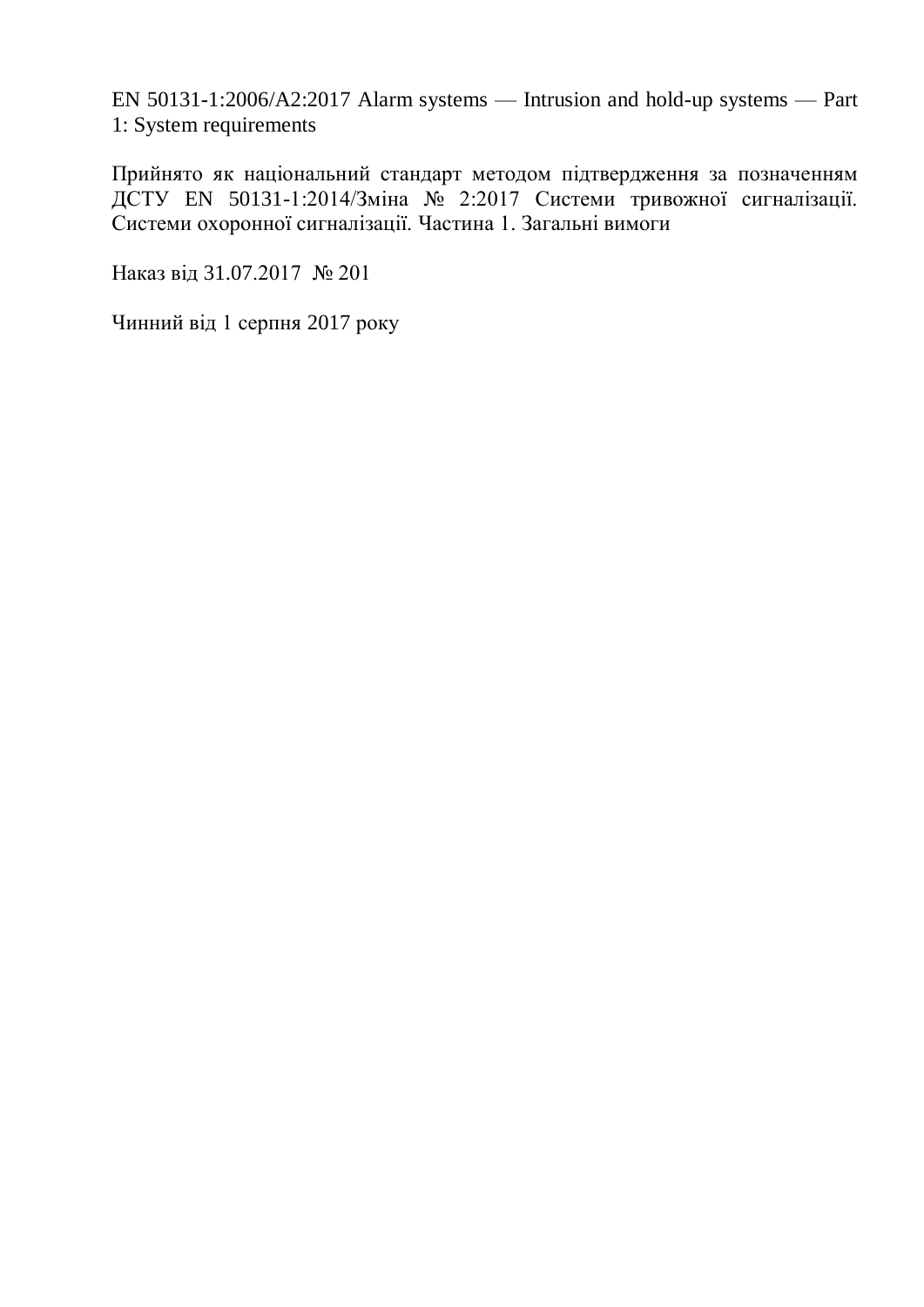EN 50131-1:2006/A2:2017 Alarm systems — Intrusion and hold-up systems — Part 1: System requirements

Прийнято як національний стандарт методом підтвердження за позначенням ДСТУ EN 50131-1:2014/Зміна № 2:2017 Системи тривожної сигналізації. Системи охоронної сигналізації. Частина 1. Загальні вимоги

Наказ від 31.07.2017 № 201

Чинний від 1 серпня 2017 року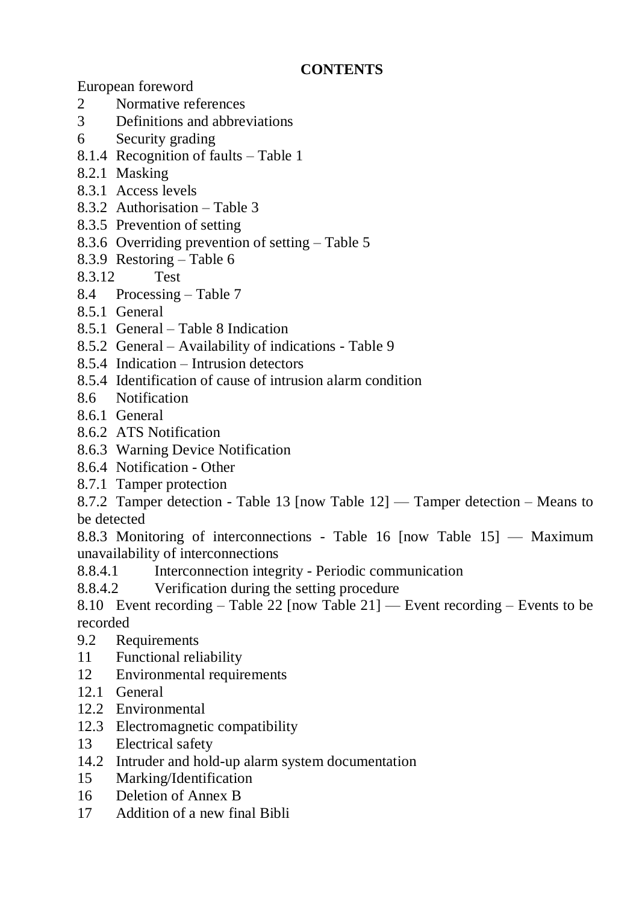**CONTENTS**

European foreword

2 Normative references

3 Definitions and abbreviations

6 Security grading

8.1.4 Recognition of faults – Table 1

8.2.1 Masking

8.3.1 Access levels

8.3.2 Authorisation – Table 3

8.3.5 Prevention of setting

8.3.6 Overriding prevention of setting – Table 5

8.3.9 Restoring – Table 6

8.3.12 Test

8.4 Processing – Table 7

8.5.1 General

8.5.1 General – Table 8 Indication

8.5.2 General – Availability of indications - Table 9

8.5.4 Indication – Intrusion detectors

8.5.4 Identification of cause of intrusion alarm condition

8.6 Notification

8.6.1 General

8.6.2 ATS Notification

8.6.3 Warning Device Notification

8.6.4 Notification - Other

8.7.1 Tamper protection

8.7.2 Tamper detection - Table 13 [now Table 12] — Tamper detection – Means to be detected

8.8.3 Monitoring of interconnections - Table 16 [now Table 15] — Maximum unavailability of interconnections

8.8.4.1 Interconnection integrity - Periodic communication

8.8.4.2 Verification during the setting procedure

8.10 Event recording – Table 22 [now Table 21] — Event recording – Events to be recorded

9.2 Requirements

11 Functional reliability

12 Environmental requirements

12.1 General

12.2 Environmental

12.3 Electromagnetic compatibility

13 Electrical safety

14.2 Intruder and hold-up alarm system documentation

15 Marking/Identification

16 Deletion of Annex B

17 Addition of a new final Bibli